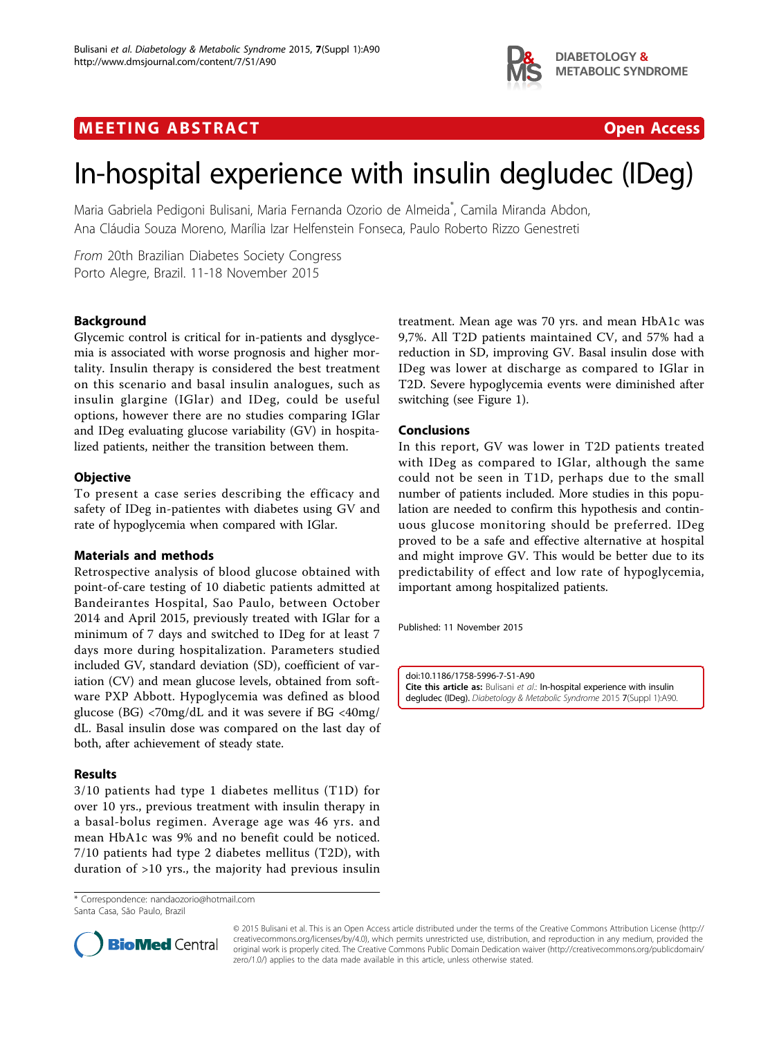MEETING ABSTRACT

Open Access

# In-hospital experience with insulin degludec (IDeg)

Maria Gabriela Pedigoni Bulisani, Maria Fernanda Ozorio de Almeida*, Camila Miranda Abdon, Ana Cláudia Souza Moreno, Marília Izar Helfenstein Fonseca, Paulo Roberto Rizzo Genestreti

*From* 20th Brazilian Diabetes Society Congress
Porto Alegre, Brazil. 11-18 November 2015

## Background

Glycemic control is critical for in-patients and dysglycemia is associated with worse prognosis and higher mortality. Insulin therapy is considered the best treatment on this scenario and basal insulin analogues, such as insulin glargine (IGlar) and IDeg, could be useful options, however there are no studies comparing IGlar and IDeg evaluating glucose variability (GV) in hospitalized patients, neither the transition between them.

## Objective

To present a case series describing the efficacy and safety of IDeg in-patientes with diabetes using GV and rate of hypoglycemia when compared with IGlar.

## Materials and methods

Retrospective analysis of blood glucose obtained with point-of-care testing of 10 diabetic patients admitted at Bandeirantes Hospital, Sao Paulo, between October 2014 and April 2015, previously treated with IGlar for a minimum of 7 days and switched to IDeg for at least 7 days more during hospitalization. Parameters studied included GV, standard deviation (SD), coefficient of variation (CV) and mean glucose levels, obtained from software PXP Abbott. Hypoglycemia was defined as blood glucose (BG) <70mg/dL and it was severe if BG <40mg/dL. Basal insulin dose was compared on the last day of both, after achievement of steady state.

## Results

3/10 patients had type 1 diabetes mellitus (T1D) for over 10 yrs., previous treatment with insulin therapy in a basal-bolus regimen. Average age was 46 yrs. and mean HbA1c was 9% and no benefit could be noticed. 7/10 patients had type 2 diabetes mellitus (T2D), with duration of >10 yrs., the majority had previous insulin treatment. Mean age was 70 yrs. and mean HbA1c was 9,7%. All T2D patients maintained CV, and 57% had a reduction in SD, improving GV. Basal insulin dose with IDeg was lower at discharge as compared to IGlar in T2D. Severe hypoglycemia events were diminished after switching (see Figure 1).

## Conclusions

In this report, GV was lower in T2D patients treated with IDeg as compared to IGlar, although the same could not be seen in T1D, perhaps due to the small number of patients included. More studies in this population are needed to confirm this hypothesis and continuous glucose monitoring should be preferred. IDeg proved to be a safe and effective alternative at hospital and might improve GV. This would be better due to its predictability of effect and low rate of hypoglycemia, important among hospitalized patients.

Published: 11 November 2015

doi:10.1186/1758-5996-7-S1-A90
**Cite this article as:** Bulisani *et al.*: In-hospital experience with insulin degludec (IDeg). *Diabetology & Metabolic Syndrome* 2015 7(Suppl 1):A90.

* Correspondence: nandaozorio@hotmail.com
Santa Casa, São Paulo, Brazil

© 2015 Bulisani et al. This is an Open Access article distributed under the terms of the Creative Commons Attribution License (http://creativecommons.org/licenses/by/4.0), which permits unrestricted use, distribution, and reproduction in any medium, provided the original work is properly cited. The Creative Commons Public Domain Dedication waiver (http://creativecommons.org/publicdomain/zero/1.0/) applies to the data made available in this article, unless otherwise stated.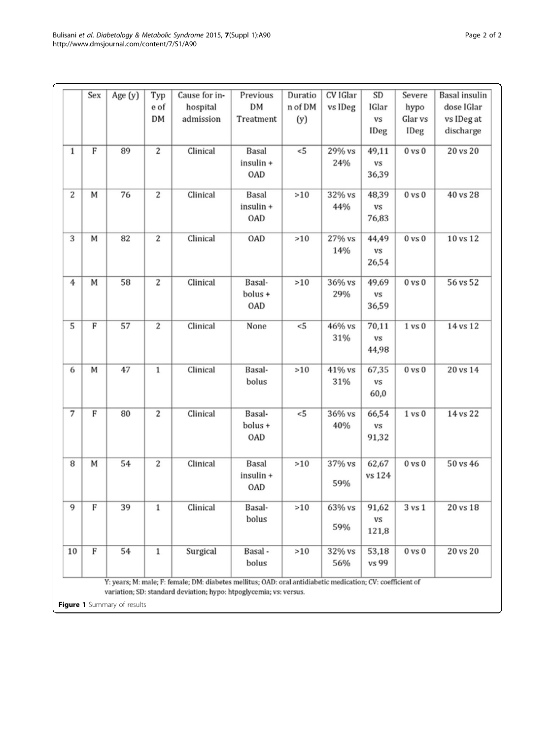| | Sex | Age (y) | Type of DM | Cause for in-hospital admission | Previous DM Treatment | Duration of DM (y) | CV IGlar vs IDeg | SD IGlar vs IDeg | Severe hypo Glar vs IDeg | Basal insulin dose IGlar vs IDeg at discharge |
|---|---|---|---|---|---|---|---|---|---|---|
| 1 | F | 89 | 2 | Clinical | Basal insulin + OAD | <5 | 29% vs 24% | 49,11 vs 36,39 | 0 vs 0 | 20 vs 20 |
| 2 | M | 76 | 2 | Clinical | Basal insulin + OAD | >10 | 32% vs 44% | 48,39 vs 76,83 | 0 vs 0 | 40 vs 28 |
| 3 | M | 82 | 2 | Clinical | OAD | >10 | 27% vs 14% | 44,49 vs 26,54 | 0 vs 0 | 10 vs 12 |
| 4 | M | 58 | 2 | Clinical | Basal-bolus + OAD | >10 | 36% vs 29% | 49,69 vs 36,59 | 0 vs 0 | 56 vs 52 |
| 5 | F | 57 | 2 | Clinical | None | <5 | 46% vs 31% | 70,11 vs 44,98 | 1 vs 0 | 14 vs 12 |
| 6 | M | 47 | 1 | Clinical | Basal-bolus | >10 | 41% vs 31% | 67,35 vs 60,0 | 0 vs 0 | 20 vs 14 |
| 7 | F | 80 | 2 | Clinical | Basal-bolus + OAD | <5 | 36% vs 40% | 66,54 vs 91,32 | 1 vs 0 | 14 vs 22 |
| 8 | M | 54 | 2 | Clinical | Basal insulin + OAD | >10 | 37% vs 59% | 62,67 vs 124 | 0 vs 0 | 50 vs 46 |
| 9 | F | 39 | 1 | Clinical | Basal-bolus | >10 | 63% vs 59% | 91,62 vs 121,8 | 3 vs 1 | 20 vs 18 |
| 10 | F | 54 | 1 | Surgical | Basal - bolus | >10 | 32% vs 56% | 53,18 vs 99 | 0 vs 0 | 20 vs 20 |

Y: years; M: male; F: female; DM: diabetes mellitus; OAD: oral antidiabetic medication; CV: coefficient of variation; SD: standard deviation; hypo: htpoglycemia; vs: versus.

**Figure 1** Summary of results